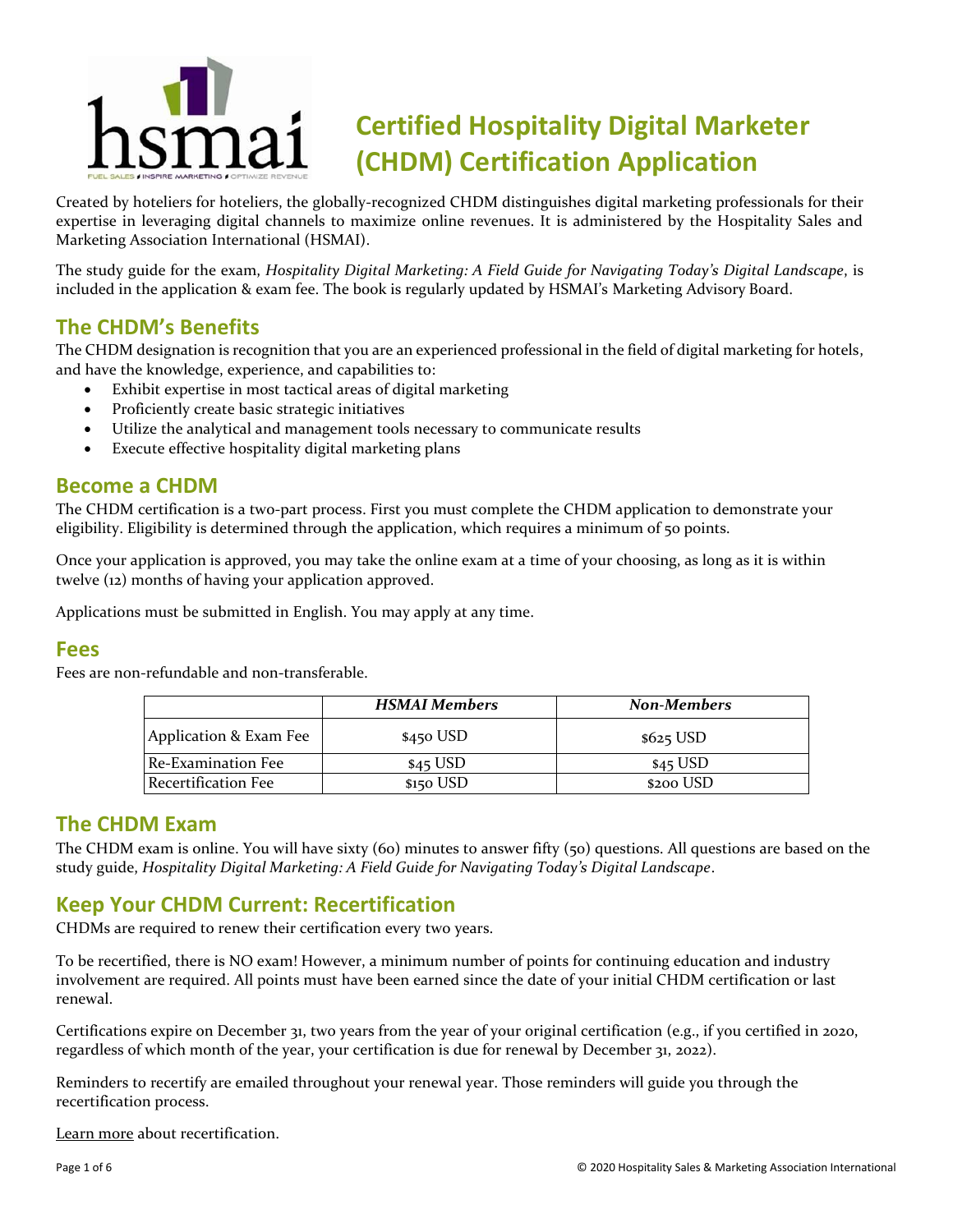# Certified Hospitality Digital Marketer (CHDM) Certification Application

Created by hoteliers for hoteliers, the globally-recognized CHDM distinguishes digital marketing professionals for their expertise in leveraging digital channels to maximize online revenues. It is administered by the Hospitality Sales and Marketing Association International (HSMAI).

The study guide for the exam, *Hospitality Digital Marketing: A Field Guide for Navigating Today's Digital Landscape*, is included in the application & exam fee. The book is regularly updated by HSMAI's Marketing Advisory Board.

## The CHDM's Benefits

The CHDM designation is recognition that you are an experienced professional in the field of digital marketing for hotels, and have the knowledge, experience, and capabilities to:

- Exhibit expertise in most tactical areas of digital marketing
- Proficiently create basic strategic initiatives
- Utilize the analytical and management tools necessary to communicate results
- Execute effective hospitality digital marketing plans

## Become a CHDM

The CHDM certification is a two-part process. First you must complete the CHDM application to demonstrate your eligibility. Eligibility is determined through the application, which requires a minimum of 50 points.

Once your application is approved, you may take the online exam at a time of your choosing, as long as it is within twelve (12) months of having your application approved.

Applications must be submitted in English. You may apply at any time.

## Fees

Fees are non-refundable and non-transferable.

| | *HSMAI Members* | *Non-Members* |
|---|---|---|
| Application & Exam Fee | $450 USD | $625 USD |
| Re-Examination Fee | $45 USD | $45 USD |
| Recertification Fee | $150 USD | $200 USD |

## The CHDM Exam

The CHDM exam is online. You will have sixty (60) minutes to answer fifty (50) questions. All questions are based on the study guide, *Hospitality Digital Marketing: A Field Guide for Navigating Today's Digital Landscape*.

## Keep Your CHDM Current: Recertification

CHDMs are required to renew their certification every two years.

To be recertified, there is NO exam! However, a minimum number of points for continuing education and industry involvement are required. All points must have been earned since the date of your initial CHDM certification or last renewal.

Certifications expire on December 31, two years from the year of your original certification (e.g., if you certified in 2020, regardless of which month of the year, your certification is due for renewal by December 31, 2022).

Reminders to recertify are emailed throughout your renewal year. Those reminders will guide you through the recertification process.

Learn more about recertification.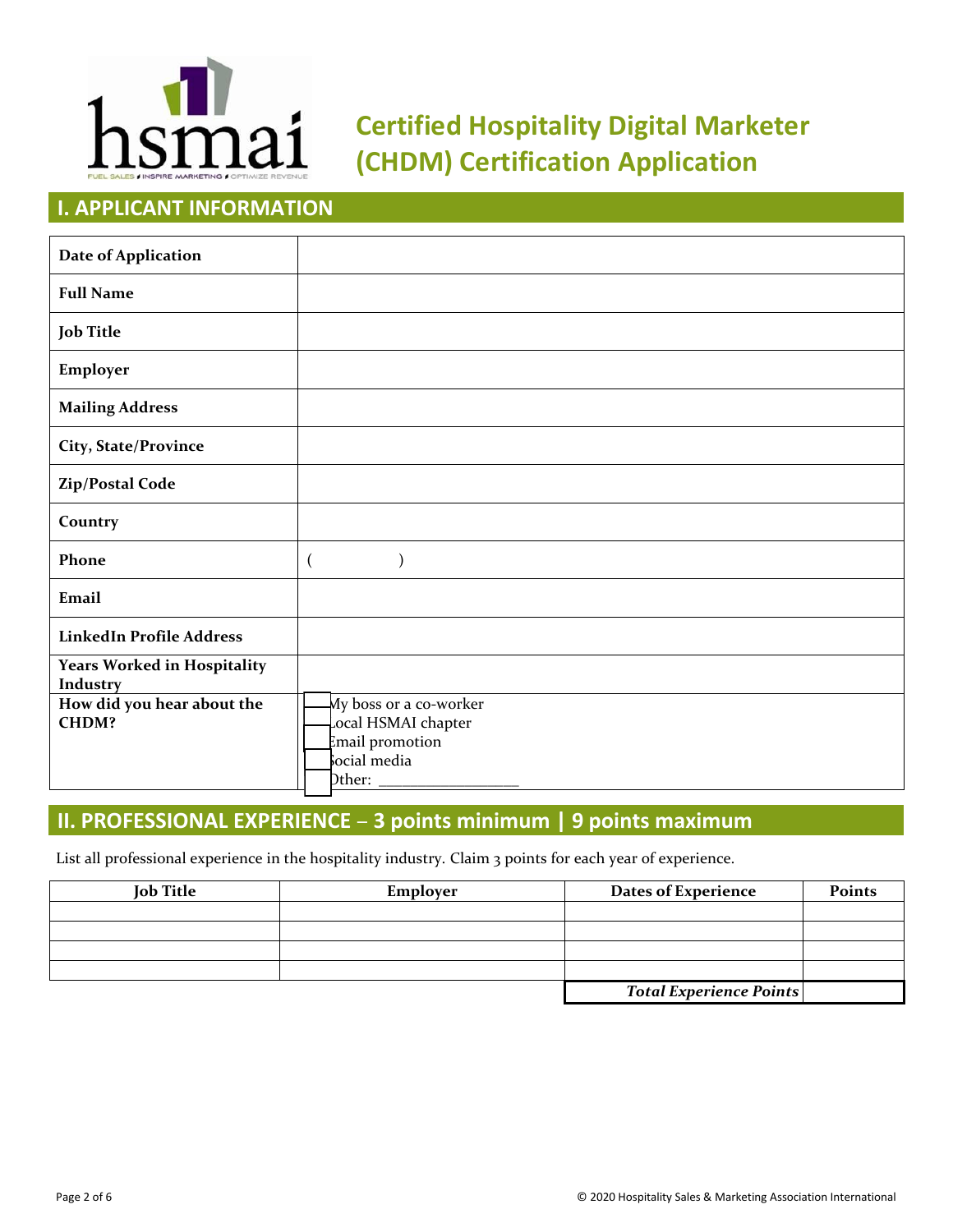# Certified Hospitality Digital Marketer (CHDM) Certification Application

## I. APPLICANT INFORMATION

| | |
|---|---|
| **Date of Application** | |
| **Full Name** | |
| **Job Title** | |
| **Employer** | |
| **Mailing Address** | |
| **City, State/Province** | |
| **Zip/Postal Code** | |
| **Country** | |
| **Phone** | ( ) |
| **Email** | |
| **LinkedIn Profile Address** | |
| **Years Worked in Hospitality Industry** | |
| **How did you hear about the CHDM?** | ☐ My boss or a co-worker<br>☐ Local HSMAI chapter<br>☐ Email promotion<br>☐ Social media<br>☐ Other: ________________ |

## II. PROFESSIONAL EXPERIENCE – 3 points minimum | 9 points maximum

List all professional experience in the hospitality industry. Claim 3 points for each year of experience.

| Job Title | Employer | Dates of Experience | Points |
|---|---|---|---|
| | | | |
| | | | |
| | | | |
| | | | |
| | | ***Total Experience Points*** | |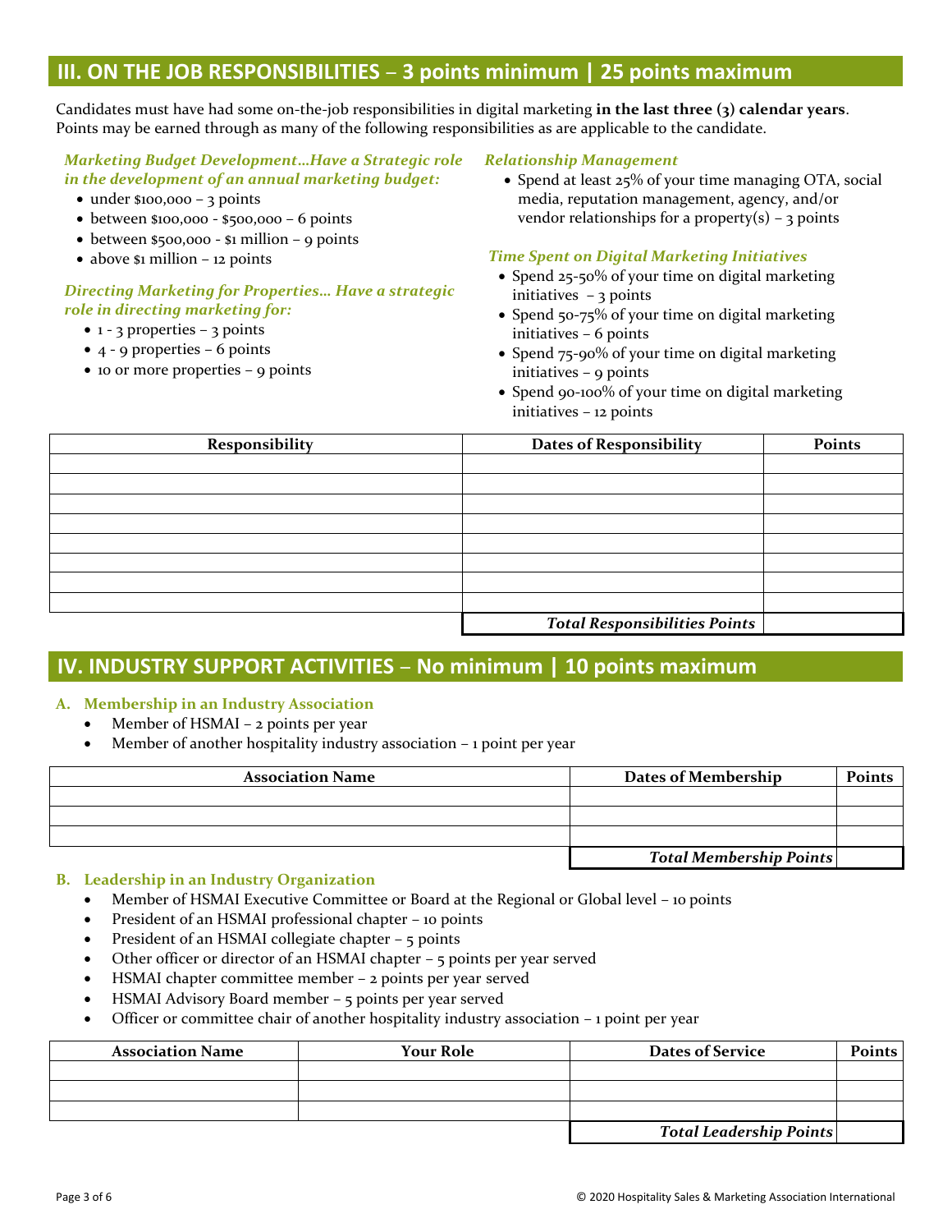## III. ON THE JOB RESPONSIBILITIES – 3 points minimum | 25 points maximum

Candidates must have had some on-the-job responsibilities in digital marketing **in the last three (3) calendar years**. Points may be earned through as many of the following responsibilities as are applicable to the candidate.

***Marketing Budget Development…Have a Strategic role in the development of an annual marketing budget:***

- under $100,000 – 3 points
- between $100,000 - $500,000 – 6 points
- between $500,000 - $1 million – 9 points
- above $1 million – 12 points

***Directing Marketing for Properties… Have a strategic role in directing marketing for:***

- 1 - 3 properties – 3 points
- 4 - 9 properties – 6 points
- 10 or more properties – 9 points

***Relationship Management***

- Spend at least 25% of your time managing OTA, social media, reputation management, agency, and/or vendor relationships for a property(s) – 3 points

***Time Spent on Digital Marketing Initiatives***

- Spend 25-50% of your time on digital marketing initiatives – 3 points
- Spend 50-75% of your time on digital marketing initiatives – 6 points
- Spend 75-90% of your time on digital marketing initiatives – 9 points
- Spend 90-100% of your time on digital marketing initiatives – 12 points

| Responsibility | Dates of Responsibility | Points |
|---|---|---|
| | | |
| | | |
| | | |
| | | |
| | | |
| | | |
| | | |
| | | |
| | ***Total Responsibilities Points*** | |

## IV. INDUSTRY SUPPORT ACTIVITIES – No minimum | 10 points maximum

### A. Membership in an Industry Association

- Member of HSMAI – 2 points per year
- Member of another hospitality industry association – 1 point per year

| Association Name | Dates of Membership | Points |
|---|---|---|
| | | |
| | | |
| | | |
| | ***Total Membership Points*** | |

### B. Leadership in an Industry Organization

- Member of HSMAI Executive Committee or Board at the Regional or Global level – 10 points
- President of an HSMAI professional chapter – 10 points
- President of an HSMAI collegiate chapter – 5 points
- Other officer or director of an HSMAI chapter – 5 points per year served
- HSMAI chapter committee member – 2 points per year served
- HSMAI Advisory Board member – 5 points per year served
- Officer or committee chair of another hospitality industry association – 1 point per year

| Association Name | Your Role | Dates of Service | Points |
|---|---|---|---|
| | | | |
| | | | |
| | | | |
| | | ***Total Leadership Points*** | |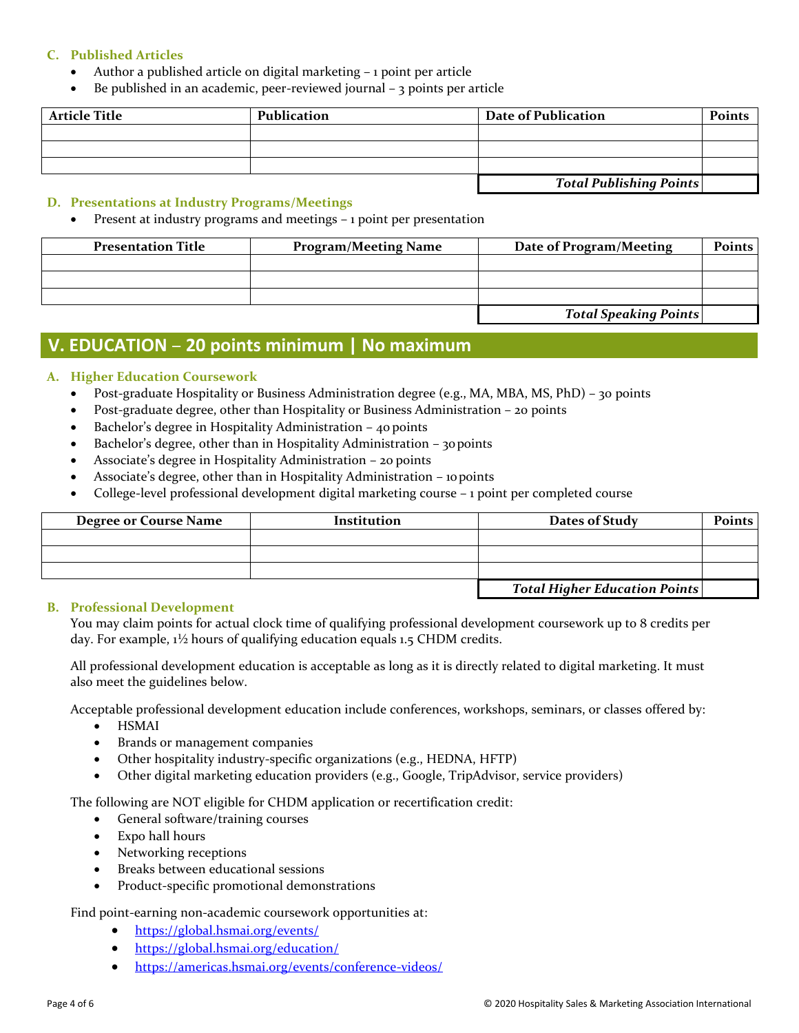### C. Published Articles

- Author a published article on digital marketing – 1 point per article
- Be published in an academic, peer-reviewed journal – 3 points per article

| Article Title | Publication | Date of Publication | Points |
|---|---|---|---|
| | | | |
| | | | |
| | | | |
| | | ***Total Publishing Points*** | |

### D. Presentations at Industry Programs/Meetings

- Present at industry programs and meetings – 1 point per presentation

| Presentation Title | Program/Meeting Name | Date of Program/Meeting | Points |
|---|---|---|---|
| | | | |
| | | | |
| | | | |
| | | ***Total Speaking Points*** | |

## V. EDUCATION – 20 points minimum | No maximum

### A. Higher Education Coursework

- Post-graduate Hospitality or Business Administration degree (e.g., MA, MBA, MS, PhD) – 30 points
- Post-graduate degree, other than Hospitality or Business Administration – 20 points
- Bachelor's degree in Hospitality Administration – 40 points
- Bachelor's degree, other than in Hospitality Administration – 30 points
- Associate's degree in Hospitality Administration – 20 points
- Associate's degree, other than in Hospitality Administration – 10 points
- College-level professional development digital marketing course – 1 point per completed course

| Degree or Course Name | Institution | Dates of Study | Points |
|---|---|---|---|
| | | | |
| | | | |
| | | | |
| | | ***Total Higher Education Points*** | |

### B. Professional Development

You may claim points for actual clock time of qualifying professional development coursework up to 8 credits per day. For example, 1½ hours of qualifying education equals 1.5 CHDM credits.

All professional development education is acceptable as long as it is directly related to digital marketing. It must also meet the guidelines below.

Acceptable professional development education include conferences, workshops, seminars, or classes offered by:

- HSMAI
- Brands or management companies
- Other hospitality industry-specific organizations (e.g., HEDNA, HFTP)
- Other digital marketing education providers (e.g., Google, TripAdvisor, service providers)

The following are NOT eligible for CHDM application or recertification credit:

- General software/training courses
- Expo hall hours
- Networking receptions
- Breaks between educational sessions
- Product-specific promotional demonstrations

Find point-earning non-academic coursework opportunities at:

- https://global.hsmai.org/events/
- https://global.hsmai.org/education/
- https://americas.hsmai.org/events/conference-videos/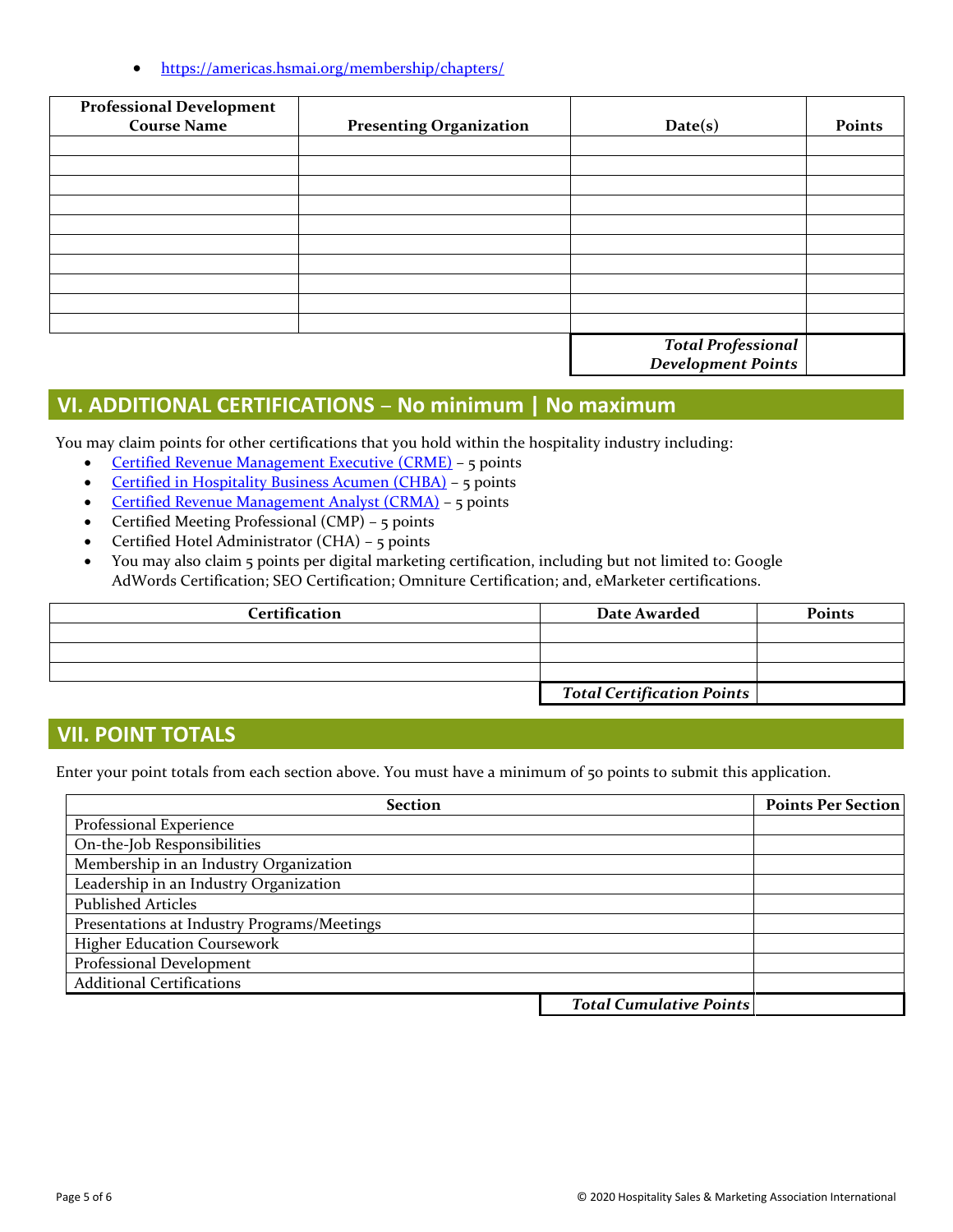- https://americas.hsmai.org/membership/chapters/

| Professional Development Course Name | Presenting Organization | Date(s) | Points |
|---|---|---|---|
| | | | |
| | | | |
| | | | |
| | | | |
| | | | |
| | | | |
| | | | |
| | | | |
| | | | |
| | | | |
| | | ***Total Professional Development Points*** | |

## VI. ADDITIONAL CERTIFICATIONS – No minimum | No maximum

You may claim points for other certifications that you hold within the hospitality industry including:

- Certified Revenue Management Executive (CRME) – 5 points
- Certified in Hospitality Business Acumen (CHBA) – 5 points
- Certified Revenue Management Analyst (CRMA) – 5 points
- Certified Meeting Professional (CMP) – 5 points
- Certified Hotel Administrator (CHA) – 5 points
- You may also claim 5 points per digital marketing certification, including but not limited to: Google AdWords Certification; SEO Certification; Omniture Certification; and, eMarketer certifications.

| Certification | Date Awarded | Points |
|---|---|---|
| | | |
| | | |
| | | |
| | ***Total Certification Points*** | |

## VII. POINT TOTALS

Enter your point totals from each section above. You must have a minimum of 50 points to submit this application.

| Section | Points Per Section |
|---|---|
| Professional Experience | |
| On-the-Job Responsibilities | |
| Membership in an Industry Organization | |
| Leadership in an Industry Organization | |
| Published Articles | |
| Presentations at Industry Programs/Meetings | |
| Higher Education Coursework | |
| Professional Development | |
| Additional Certifications | |
| ***Total Cumulative Points*** | |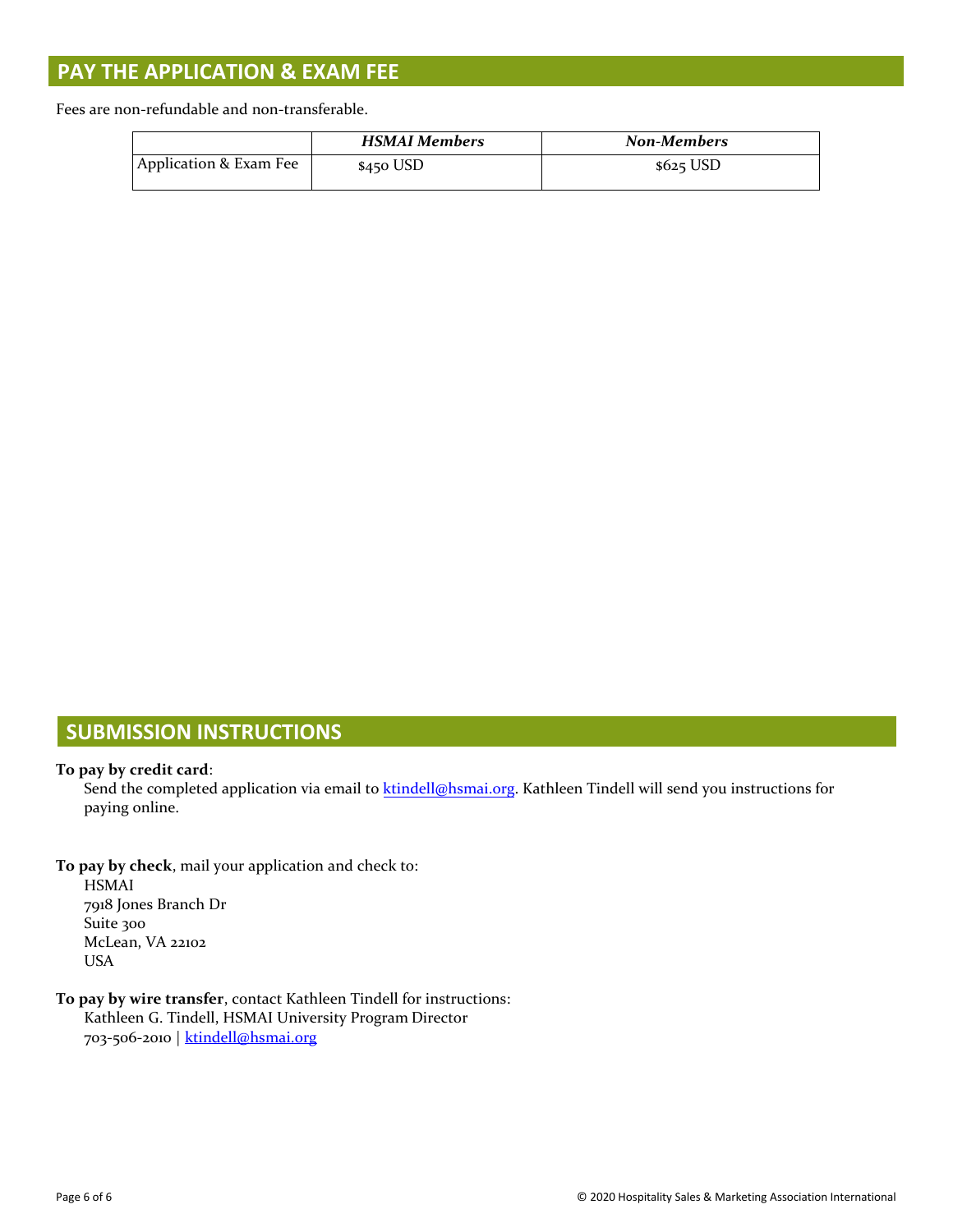## PAY THE APPLICATION & EXAM FEE

Fees are non-refundable and non-transferable.

| | *HSMAI Members* | *Non-Members* |
|---|---|---|
| Application & Exam Fee | $450 USD | $625 USD |

## SUBMISSION INSTRUCTIONS

**To pay by credit card**:

Send the completed application via email to ktindell@hsmai.org. Kathleen Tindell will send you instructions for paying online.

**To pay by check**, mail your application and check to:

HSMAI
7918 Jones Branch Dr
Suite 300
McLean, VA 22102
USA

**To pay by wire transfer**, contact Kathleen Tindell for instructions:

Kathleen G. Tindell, HSMAI University Program Director
703-506-2010 | ktindell@hsmai.org